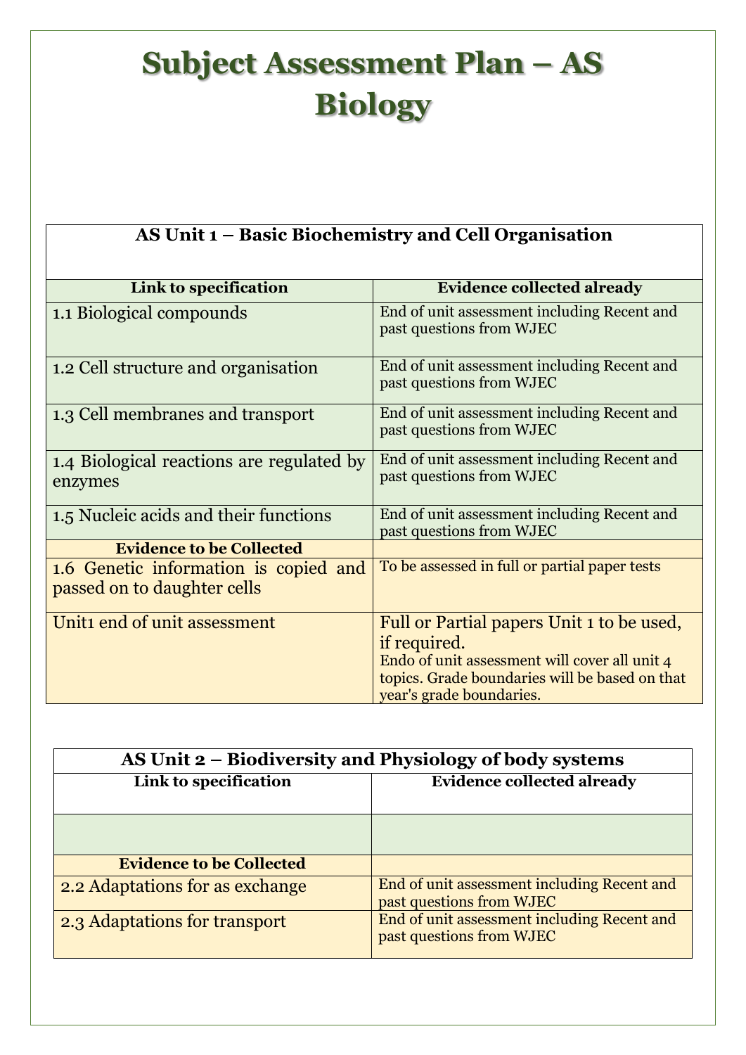# Subject Assessment Plan – AS Biology

| AS Unit 1 – Basic Biochemistry and Cell Organisation | |
|---|---|
| **Link to specification** | **Evidence collected already** |
| 1.1 Biological compounds | End of unit assessment including Recent and past questions from WJEC |
| 1.2 Cell structure and organisation | End of unit assessment including Recent and past questions from WJEC |
| 1.3 Cell membranes and transport | End of unit assessment including Recent and past questions from WJEC |
| 1.4 Biological reactions are regulated by enzymes | End of unit assessment including Recent and past questions from WJEC |
| 1.5 Nucleic acids and their functions | End of unit assessment including Recent and past questions from WJEC |
| **Evidence to be Collected** | |
| 1.6 Genetic information is copied and passed on to daughter cells | To be assessed in full or partial paper tests |
| Unit1 end of unit assessment | Full or Partial papers Unit 1 to be used, if required. Endo of unit assessment will cover all unit 4 topics. Grade boundaries will be based on that year's grade boundaries. |

| AS Unit 2 – Biodiversity and Physiology of body systems | |
|---|---|
| **Link to specification** | **Evidence collected already** |
| | |
| **Evidence to be Collected** | |
| 2.2 Adaptations for as exchange | End of unit assessment including Recent and past questions from WJEC |
| 2.3 Adaptations for transport | End of unit assessment including Recent and past questions from WJEC |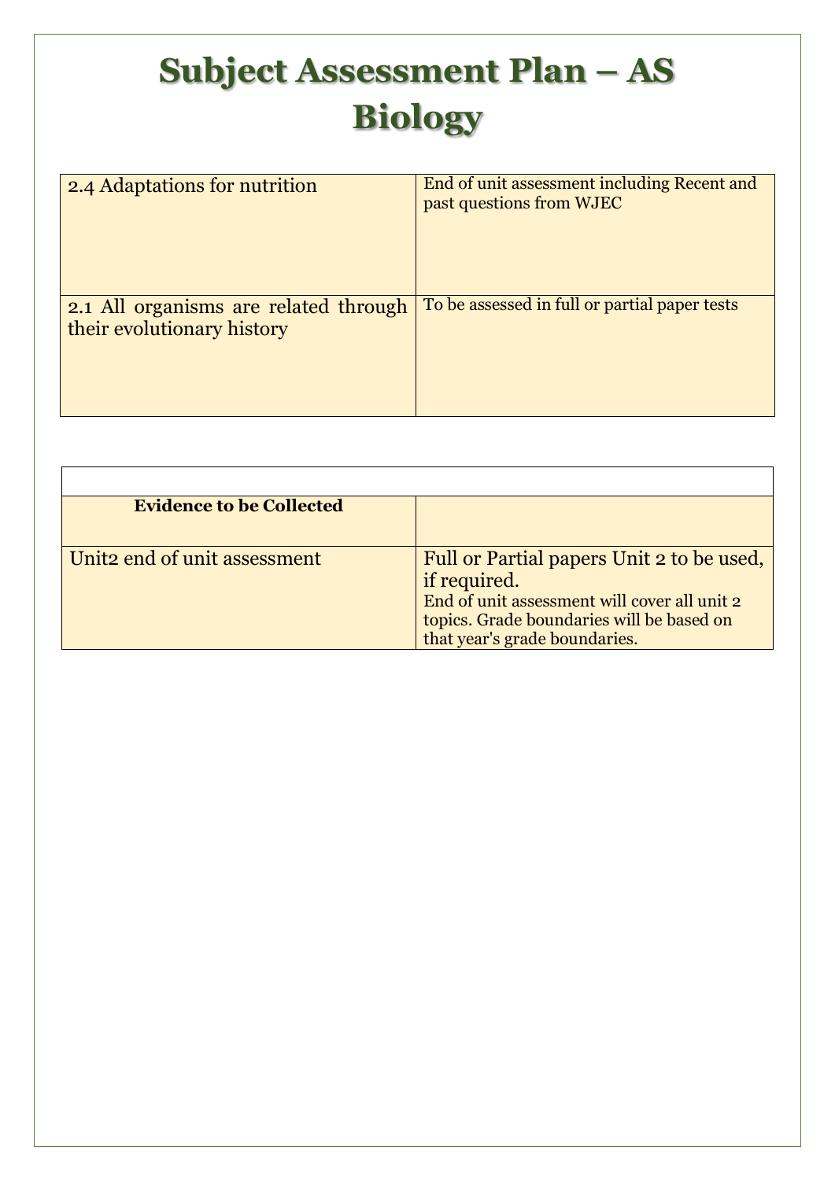# Subject Assessment Plan – AS Biology

| | |
|---|---|
| 2.4 Adaptations for nutrition | End of unit assessment including Recent and past questions from WJEC |
| 2.1 All organisms are related through their evolutionary history | To be assessed in full or partial paper tests |

| | |
|---|---|
| **Evidence to be Collected** | |
| Unit2 end of unit assessment | Full or Partial papers Unit 2 to be used, if required.<br>End of unit assessment will cover all unit 2 topics. Grade boundaries will be based on that year's grade boundaries. |